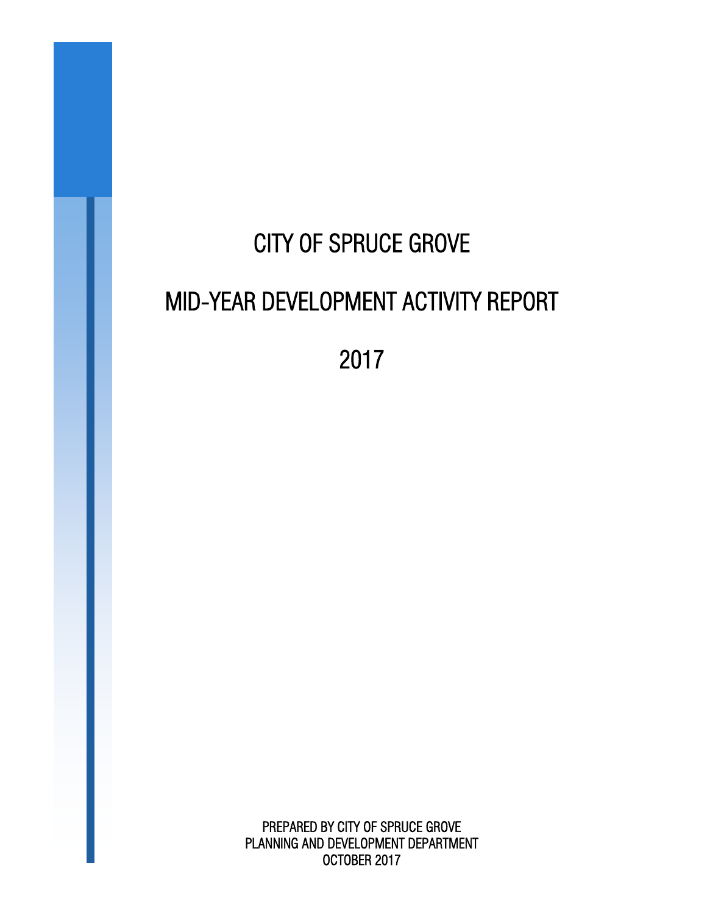# CITY OF SPRUCE GROVE

# MID-YEAR DEVELOPMENT ACTIVITY REPORT

# 2017

PREPARED BY CITY OF SPRUCE GROVE
PLANNING AND DEVELOPMENT DEPARTMENT
OCTOBER 2017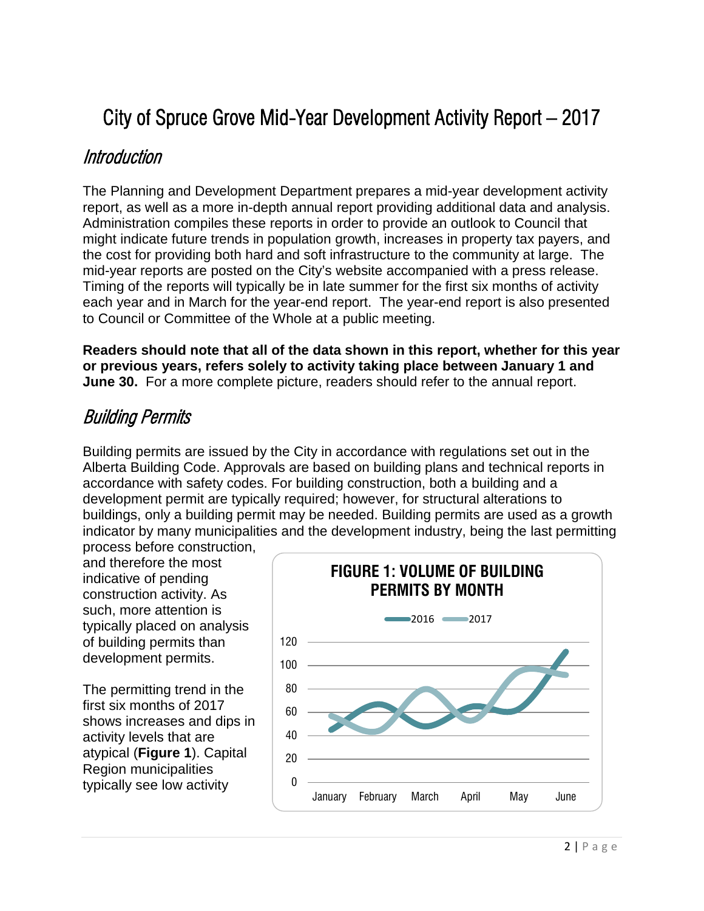# City of Spruce Grove Mid-Year Development Activity Report – 2017

## *Introduction*

The Planning and Development Department prepares a mid-year development activity report, as well as a more in-depth annual report providing additional data and analysis. Administration compiles these reports in order to provide an outlook to Council that might indicate future trends in population growth, increases in property tax payers, and the cost for providing both hard and soft infrastructure to the community at large. The mid-year reports are posted on the City's website accompanied with a press release. Timing of the reports will typically be in late summer for the first six months of activity each year and in March for the year-end report. The year-end report is also presented to Council or Committee of the Whole at a public meeting.

**Readers should note that all of the data shown in this report, whether for this year or previous years, refers solely to activity taking place between January 1 and June 30.** For a more complete picture, readers should refer to the annual report.

## *Building Permits*

Building permits are issued by the City in accordance with regulations set out in the Alberta Building Code. Approvals are based on building plans and technical reports in accordance with safety codes. For building construction, both a building and a development permit are typically required; however, for structural alterations to buildings, only a building permit may be needed. Building permits are used as a growth indicator by many municipalities and the development industry, being the last permitting process before construction, and therefore the most indicative of pending construction activity. As such, more attention is typically placed on analysis of building permits than development permits.

**FIGURE 1: VOLUME OF BUILDING PERMITS BY MONTH**

The permitting trend in the first six months of 2017 shows increases and dips in activity levels that are atypical (**Figure 1**). Capital Region municipalities typically see low activity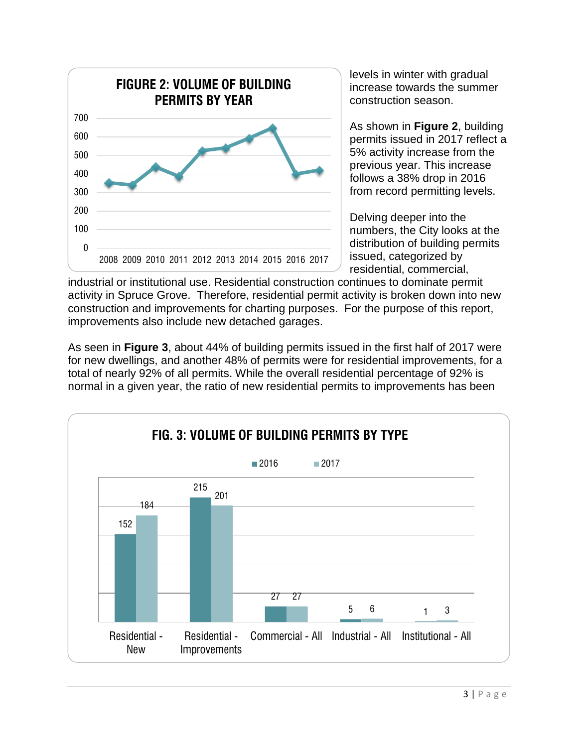**FIGURE 2: VOLUME OF BUILDING PERMITS BY YEAR**

levels in winter with gradual increase towards the summer construction season.

As shown in **Figure 2**, building permits issued in 2017 reflect a 5% activity increase from the previous year. This increase follows a 38% drop in 2016 from record permitting levels.

Delving deeper into the numbers, the City looks at the distribution of building permits issued, categorized by residential, commercial, industrial or institutional use. Residential construction continues to dominate permit activity in Spruce Grove. Therefore, residential permit activity is broken down into new construction and improvements for charting purposes. For the purpose of this report, improvements also include new detached garages.

As seen in **Figure 3**, about 44% of building permits issued in the first half of 2017 were for new dwellings, and another 48% of permits were for residential improvements, for a total of nearly 92% of all permits. While the overall residential percentage of 92% is normal in a given year, the ratio of new residential permits to improvements has been

**FIG. 3: VOLUME OF BUILDING PERMITS BY TYPE**

| Type | 2016 | 2017 |
|---|---|---|
| Residential - New | 152 | 184 |
| Residential - Improvements | 215 | 201 |
| Commercial - All | 27 | 27 |
| Industrial - All | 5 | 6 |
| Institutional - All | 1 | 3 |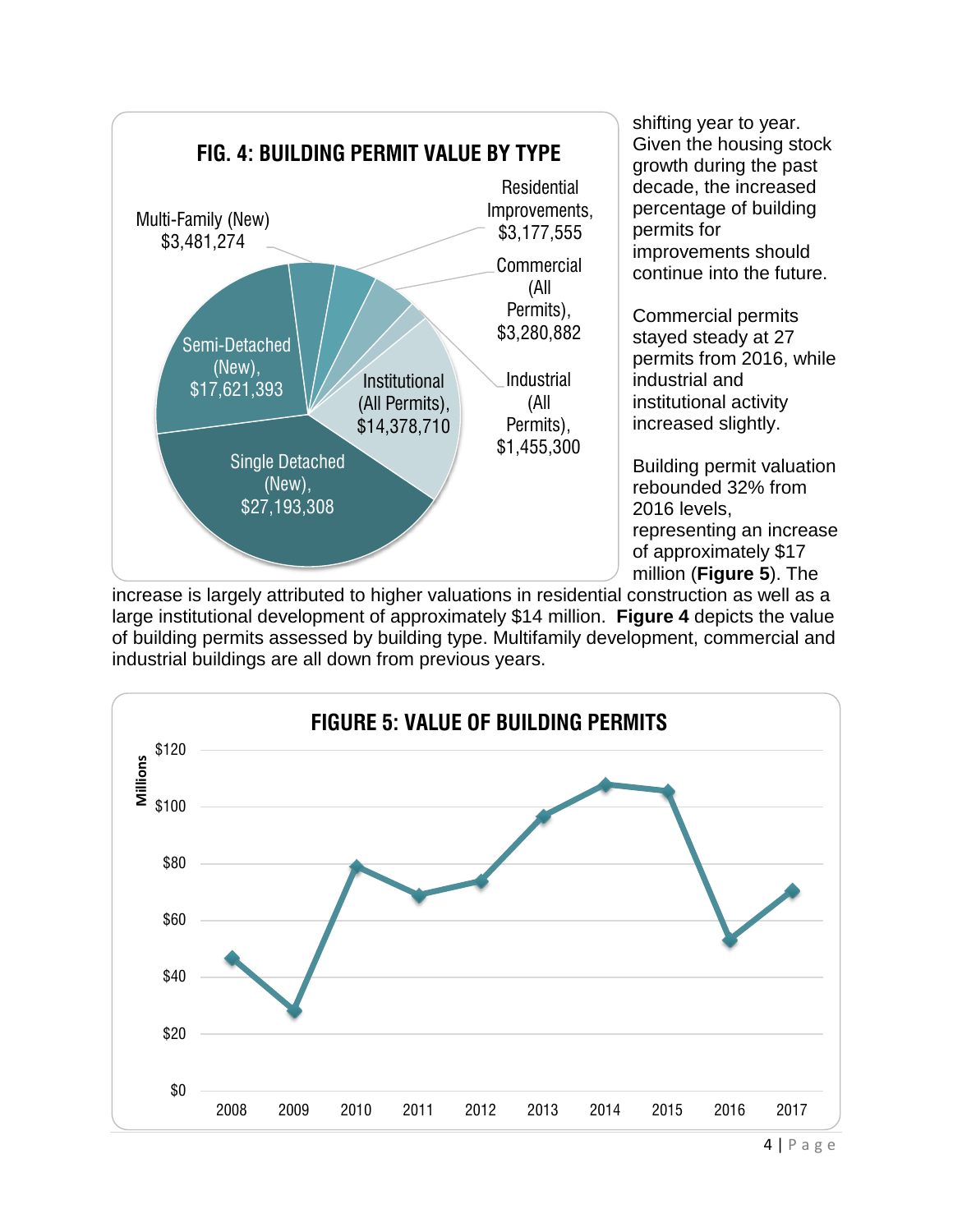**FIG. 4: BUILDING PERMIT VALUE BY TYPE**

| Type | Value |
|---|---|
| Single Detached (New) | $27,193,308 |
| Semi-Detached (New) | $17,621,393 |
| Multi-Family (New) | $3,481,274 |
| Residential Improvements | $3,177,555 |
| Commercial (All Permits) | $3,280,882 |
| Industrial (All Permits) | $1,455,300 |
| Institutional (All Permits) | $14,378,710 |

shifting year to year. Given the housing stock growth during the past decade, the increased percentage of building permits for improvements should continue into the future.

Commercial permits stayed steady at 27 permits from 2016, while industrial and institutional activity increased slightly.

Building permit valuation rebounded 32% from 2016 levels, representing an increase of approximately $17 million (**Figure 5**). The increase is largely attributed to higher valuations in residential construction as well as a large institutional development of approximately $14 million. **Figure 4** depicts the value of building permits assessed by building type. Multifamily development, commercial and industrial buildings are all down from previous years.

**FIGURE 5: VALUE OF BUILDING PERMITS**

(Millions; years 2008–2017; y-axis $0 to $120)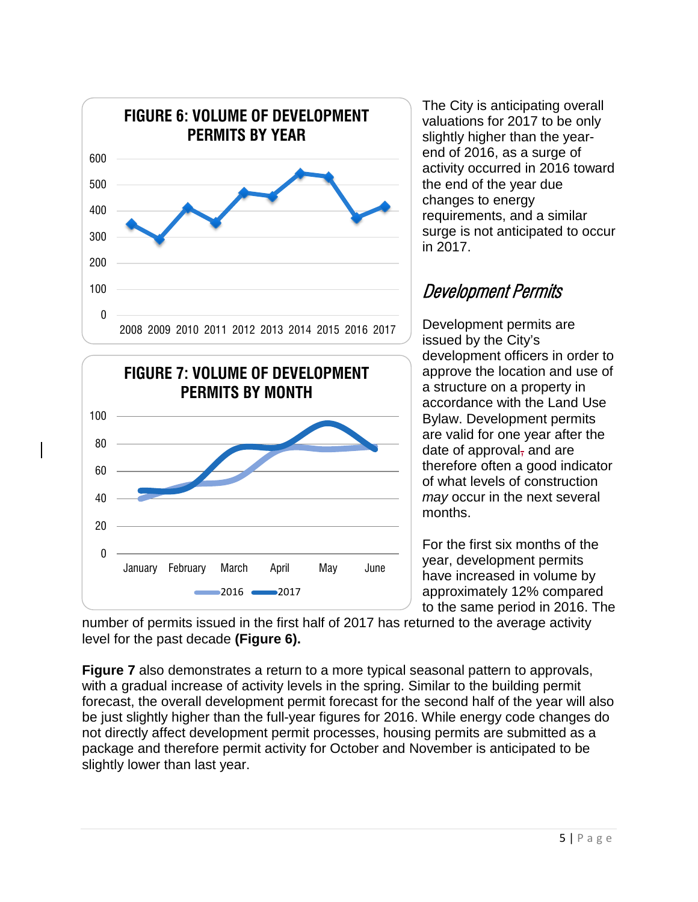FIGURE 6: VOLUME OF DEVELOPMENT PERMITS BY YEAR

FIGURE 7: VOLUME OF DEVELOPMENT PERMITS BY MONTH

The City is anticipating overall valuations for 2017 to be only slightly higher than the year-end of 2016, as a surge of activity occurred in 2016 toward the end of the year due changes to energy requirements, and a similar surge is not anticipated to occur in 2017.

## *Development Permits*

Development permits are issued by the City's development officers in order to approve the location and use of a structure on a property in accordance with the Land Use Bylaw. Development permits are valid for one year after the date of approval, and are therefore often a good indicator of what levels of construction *may* occur in the next several months.

For the first six months of the year, development permits have increased in volume by approximately 12% compared to the same period in 2016. The number of permits issued in the first half of 2017 has returned to the average activity level for the past decade **(Figure 6).**

**Figure 7** also demonstrates a return to a more typical seasonal pattern to approvals, with a gradual increase of activity levels in the spring. Similar to the building permit forecast, the overall development permit forecast for the second half of the year will also be just slightly higher than the full-year figures for 2016. While energy code changes do not directly affect development permit processes, housing permits are submitted as a package and therefore permit activity for October and November is anticipated to be slightly lower than last year.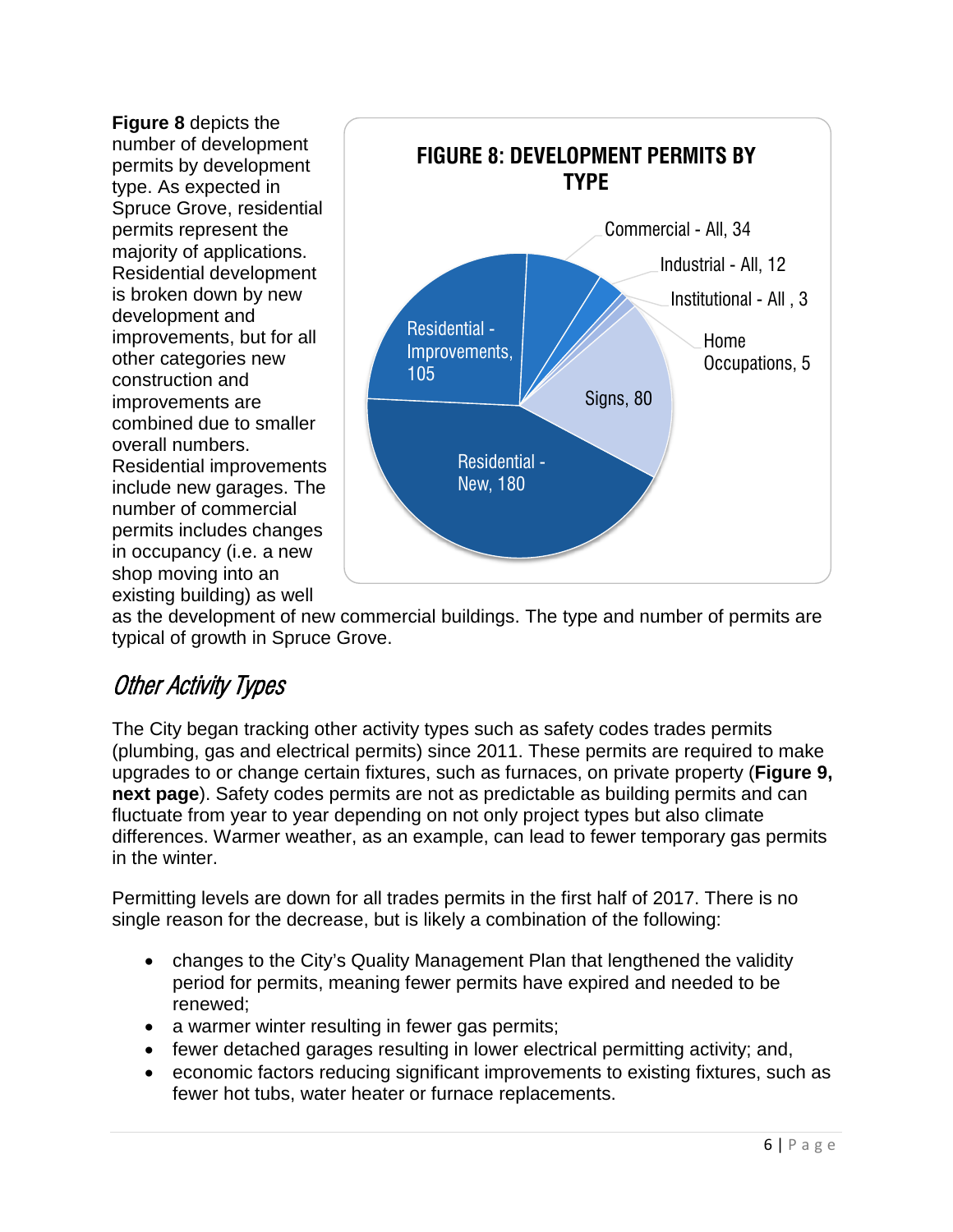**Figure 8** depicts the number of development permits by development type. As expected in Spruce Grove, residential permits represent the majority of applications. Residential development is broken down by new development and improvements, but for all other categories new construction and improvements are combined due to smaller overall numbers. Residential improvements include new garages. The number of commercial permits includes changes in occupancy (i.e. a new shop moving into an existing building) as well as the development of new commercial buildings. The type and number of permits are typical of growth in Spruce Grove.

**FIGURE 8: DEVELOPMENT PERMITS BY TYPE**

| Type | Permits |
|---|---|
| Residential - New | 180 |
| Residential - Improvements | 105 |
| Signs | 80 |
| Commercial - All | 34 |
| Industrial - All | 12 |
| Home Occupations | 5 |
| Institutional - All | 3 |

## *Other Activity Types*

The City began tracking other activity types such as safety codes trades permits (plumbing, gas and electrical permits) since 2011. These permits are required to make upgrades to or change certain fixtures, such as furnaces, on private property (**Figure 9, next page**). Safety codes permits are not as predictable as building permits and can fluctuate from year to year depending on not only project types but also climate differences. Warmer weather, as an example, can lead to fewer temporary gas permits in the winter.

Permitting levels are down for all trades permits in the first half of 2017. There is no single reason for the decrease, but is likely a combination of the following:

- changes to the City's Quality Management Plan that lengthened the validity period for permits, meaning fewer permits have expired and needed to be renewed;
- a warmer winter resulting in fewer gas permits;
- fewer detached garages resulting in lower electrical permitting activity; and,
- economic factors reducing significant improvements to existing fixtures, such as fewer hot tubs, water heater or furnace replacements.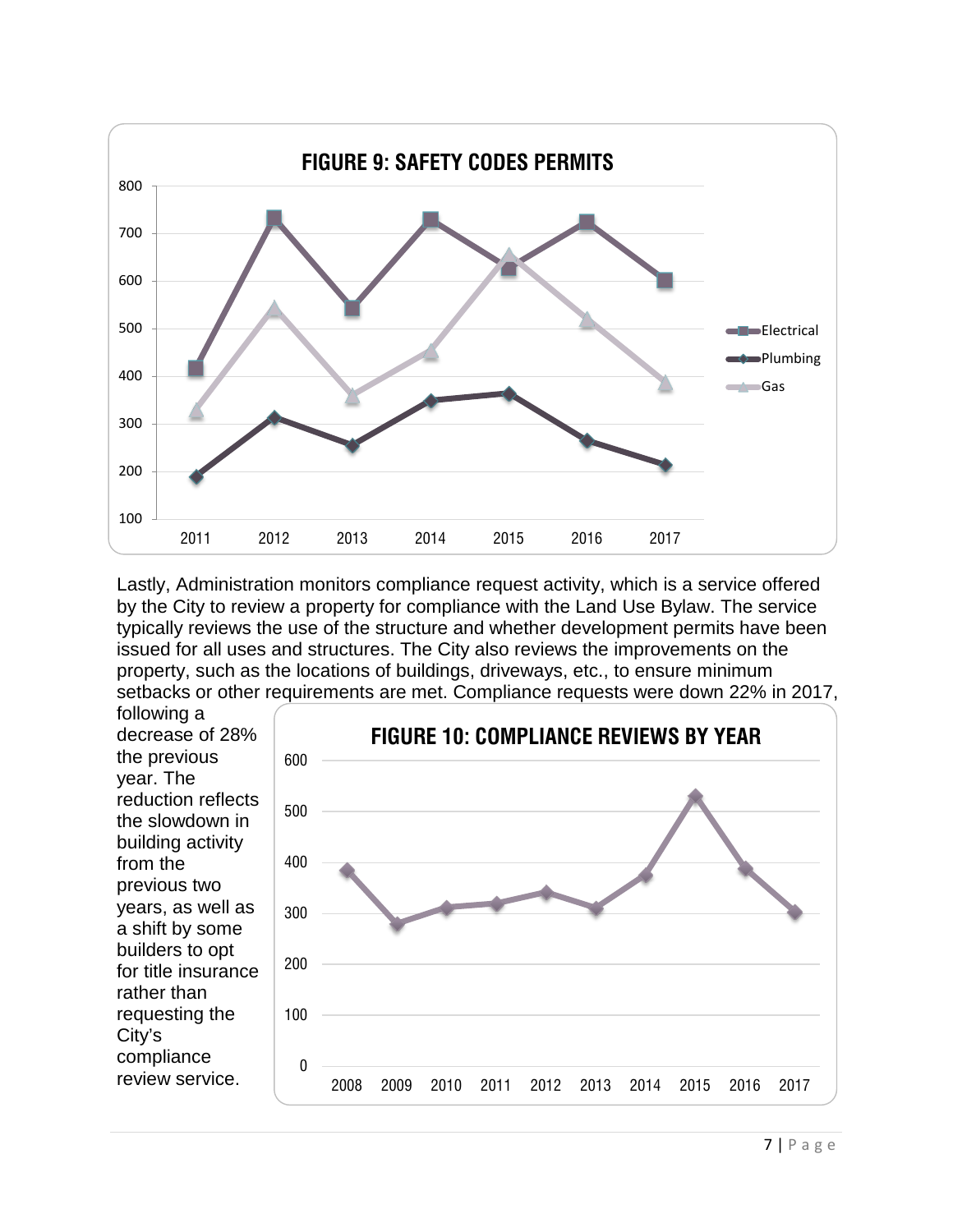**FIGURE 9: SAFETY CODES PERMITS**

Lastly, Administration monitors compliance request activity, which is a service offered by the City to review a property for compliance with the Land Use Bylaw. The service typically reviews the use of the structure and whether development permits have been issued for all uses and structures. The City also reviews the improvements on the property, such as the locations of buildings, driveways, etc., to ensure minimum setbacks or other requirements are met. Compliance requests were down 22% in 2017, following a decrease of 28% the previous year. The reduction reflects the slowdown in building activity from the previous two years, as well as a shift by some builders to opt for title insurance rather than requesting the City's compliance review service.

**FIGURE 10: COMPLIANCE REVIEWS BY YEAR**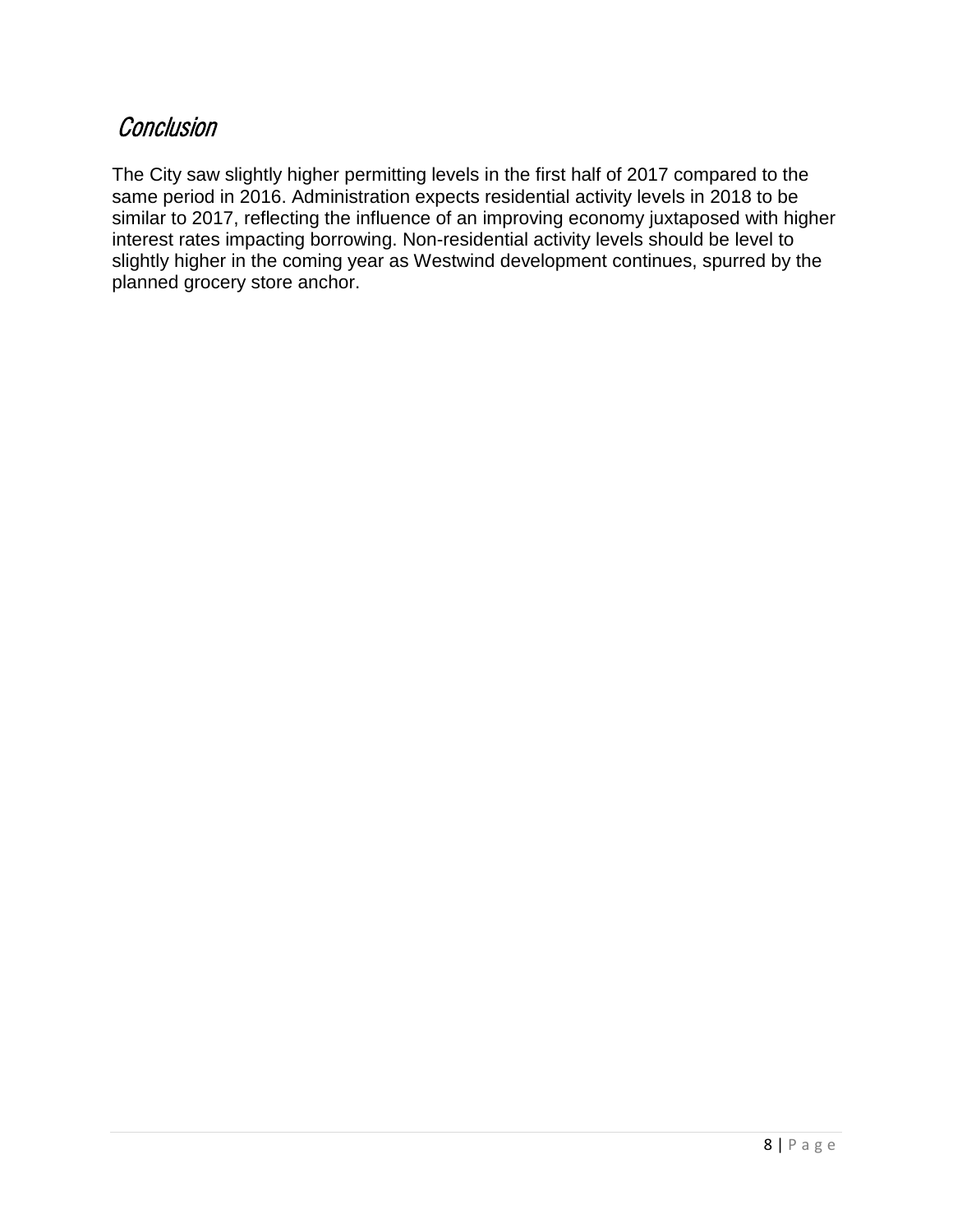## *Conclusion*

The City saw slightly higher permitting levels in the first half of 2017 compared to the same period in 2016. Administration expects residential activity levels in 2018 to be similar to 2017, reflecting the influence of an improving economy juxtaposed with higher interest rates impacting borrowing. Non-residential activity levels should be level to slightly higher in the coming year as Westwind development continues, spurred by the planned grocery store anchor.